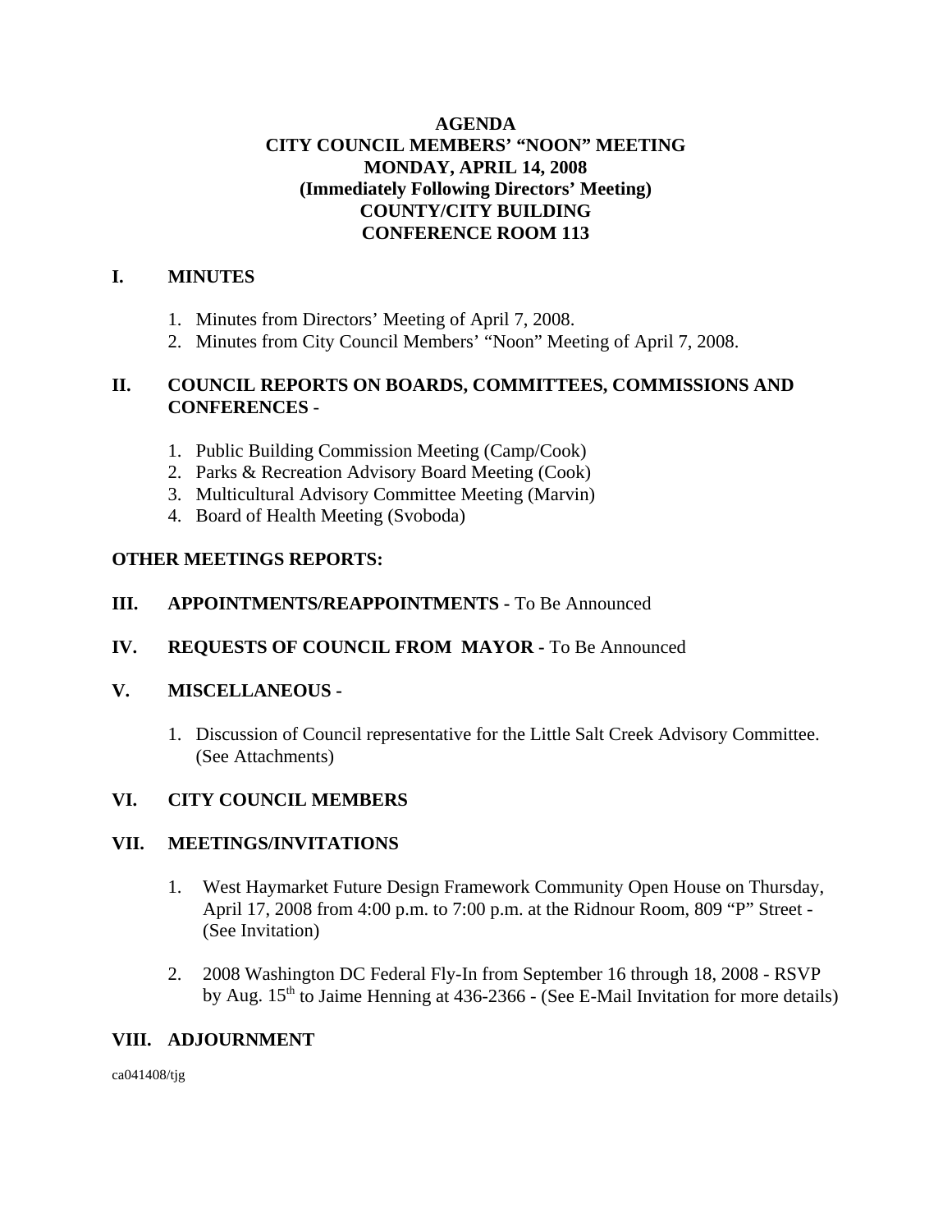# AGENDA
## CITY COUNCIL MEMBERS' "NOON" MEETING
## MONDAY, APRIL 14, 2008
## (Immediately Following Directors' Meeting)
## COUNTY/CITY BUILDING
## CONFERENCE ROOM 113

## I. MINUTES

1. Minutes from Directors' Meeting of April 7, 2008.
2. Minutes from City Council Members' "Noon" Meeting of April 7, 2008.

## II. COUNCIL REPORTS ON BOARDS, COMMITTEES, COMMISSIONS AND CONFERENCES -

1. Public Building Commission Meeting (Camp/Cook)
2. Parks & Recreation Advisory Board Meeting (Cook)
3. Multicultural Advisory Committee Meeting (Marvin)
4. Board of Health Meeting (Svoboda)

**OTHER MEETINGS REPORTS:**

## III. APPOINTMENTS/REAPPOINTMENTS - To Be Announced

## IV. REQUESTS OF COUNCIL FROM MAYOR - To Be Announced

## V. MISCELLANEOUS -

1. Discussion of Council representative for the Little Salt Creek Advisory Committee. (See Attachments)

## VI. CITY COUNCIL MEMBERS

## VII. MEETINGS/INVITATIONS

1. West Haymarket Future Design Framework Community Open House on Thursday, April 17, 2008 from 4:00 p.m. to 7:00 p.m. at the Ridnour Room, 809 "P" Street - (See Invitation)

2. 2008 Washington DC Federal Fly-In from September 16 through 18, 2008 - RSVP by Aug. 15th to Jaime Henning at 436-2366 - (See E-Mail Invitation for more details)

## VIII. ADJOURNMENT

ca041408/tjg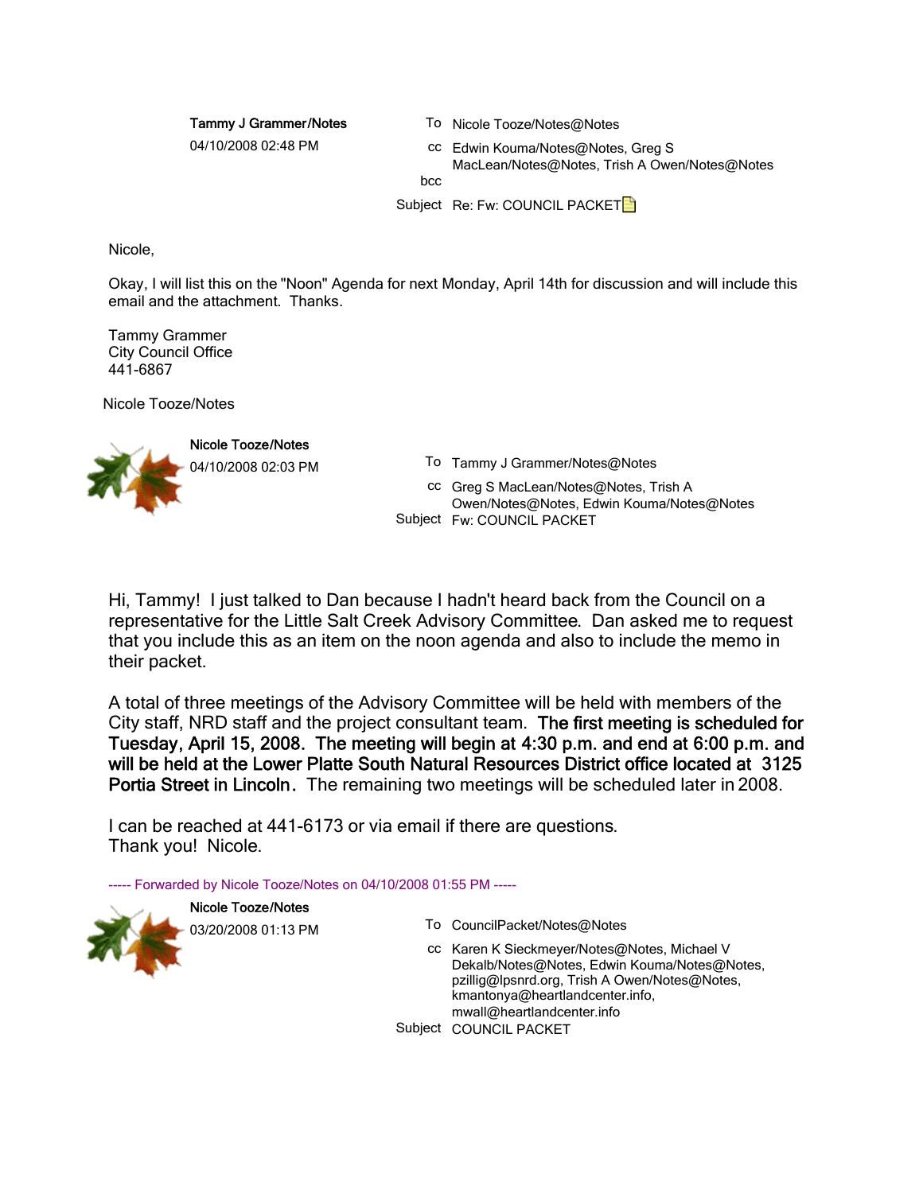**Tammy J Grammer/Notes**

04/10/2008 02:48 PM

To: Nicole Tooze/Notes@Notes

cc: Edwin Kouma/Notes@Notes, Greg S MacLean/Notes@Notes, Trish A Owen/Notes@Notes

bcc:

Subject: Re: Fw: COUNCIL PACKET

Nicole,

Okay, I will list this on the "Noon" Agenda for next Monday, April 14th for discussion and will include this email and the attachment. Thanks.

Tammy Grammer
City Council Office
441-6867

Nicole Tooze/Notes

**Nicole Tooze/Notes**

04/10/2008 02:03 PM

To: Tammy J Grammer/Notes@Notes

cc: Greg S MacLean/Notes@Notes, Trish A Owen/Notes@Notes, Edwin Kouma/Notes@Notes

Subject: Fw: COUNCIL PACKET

Hi, Tammy! I just talked to Dan because I hadn't heard back from the Council on a representative for the Little Salt Creek Advisory Committee. Dan asked me to request that you include this as an item on the noon agenda and also to include the memo in their packet.

A total of three meetings of the Advisory Committee will be held with members of the City staff, NRD staff and the project consultant team. **The first meeting is scheduled for Tuesday, April 15, 2008. The meeting will begin at 4:30 p.m. and end at 6:00 p.m. and will be held at the Lower Platte South Natural Resources District office located at 3125 Portia Street in Lincoln.** The remaining two meetings will be scheduled later in 2008.

I can be reached at 441-6173 or via email if there are questions.
Thank you! Nicole.

----- Forwarded by Nicole Tooze/Notes on 04/10/2008 01:55 PM -----

**Nicole Tooze/Notes**

03/20/2008 01:13 PM

To: CouncilPacket/Notes@Notes

cc: Karen K Sieckmeyer/Notes@Notes, Michael V Dekalb/Notes@Notes, Edwin Kouma/Notes@Notes, pzillig@lpsnrd.org, Trish A Owen/Notes@Notes, kmantonya@heartlandcenter.info, mwall@heartlandcenter.info

Subject: COUNCIL PACKET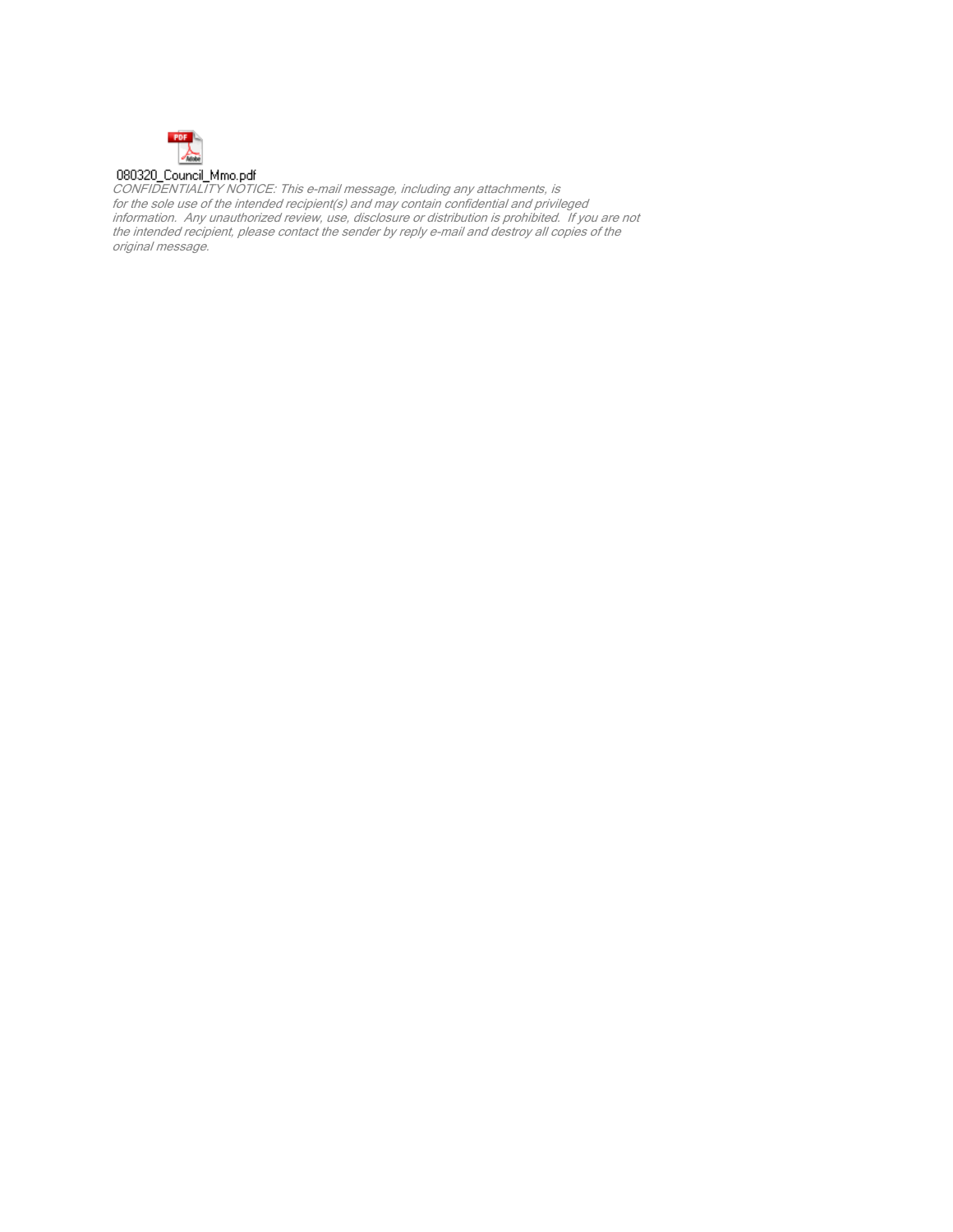080320_Council_Mmo.pdf

*CONFIDENTIALITY NOTICE: This e-mail message, including any attachments, is for the sole use of the intended recipient(s) and may contain confidential and privileged information. Any unauthorized review, use, disclosure or distribution is prohibited. If you are not the intended recipient, please contact the sender by reply e-mail and destroy all copies of the original message.*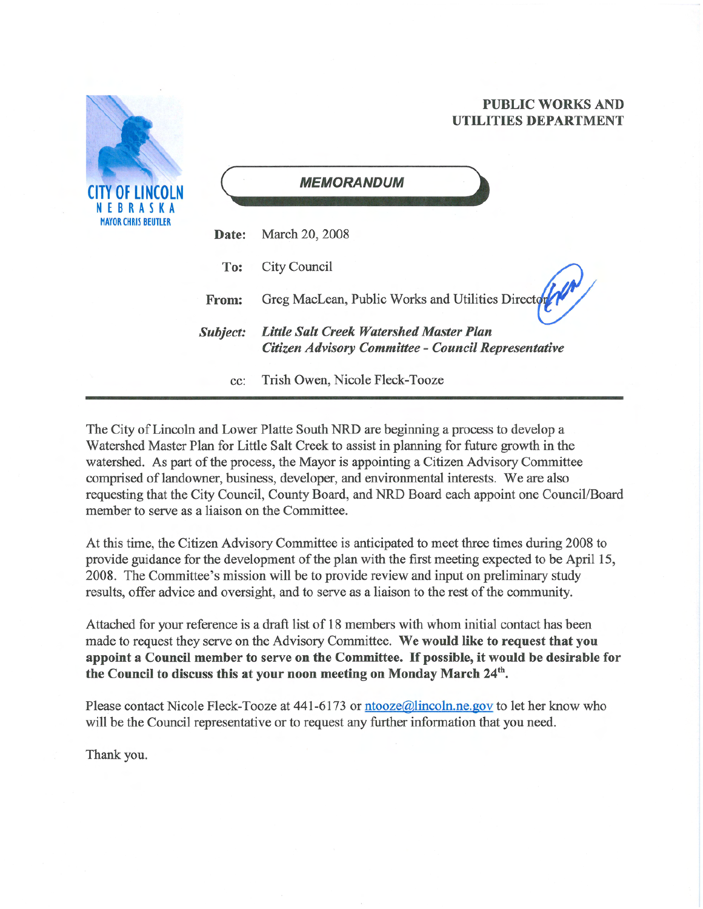CITY OF LINCOLN
NEBRASKA
MAYOR CHRIS BEUTLER

**PUBLIC WORKS AND UTILITIES DEPARTMENT**

***MEMORANDUM***

**Date:** March 20, 2008

**To:** City Council

**From:** Greg MacLean, Public Works and Utilities Director

***Subject:*** ***Little Salt Creek Watershed Master Plan***
***Citizen Advisory Committee - Council Representative***

cc: Trish Owen, Nicole Fleck-Tooze

---

The City of Lincoln and Lower Platte South NRD are beginning a process to develop a Watershed Master Plan for Little Salt Creek to assist in planning for future growth in the watershed. As part of the process, the Mayor is appointing a Citizen Advisory Committee comprised of landowner, business, developer, and environmental interests. We are also requesting that the City Council, County Board, and NRD Board each appoint one Council/Board member to serve as a liaison on the Committee.

At this time, the Citizen Advisory Committee is anticipated to meet three times during 2008 to provide guidance for the development of the plan with the first meeting expected to be April 15, 2008. The Committee's mission will be to provide review and input on preliminary study results, offer advice and oversight, and to serve as a liaison to the rest of the community.

Attached for your reference is a draft list of 18 members with whom initial contact has been made to request they serve on the Advisory Committee. **We would like to request that you appoint a Council member to serve on the Committee. If possible, it would be desirable for the Council to discuss this at your noon meeting on Monday March 24th.**

Please contact Nicole Fleck-Tooze at 441-6173 or ntooze@lincoln.ne.gov to let her know who will be the Council representative or to request any further information that you need.

Thank you.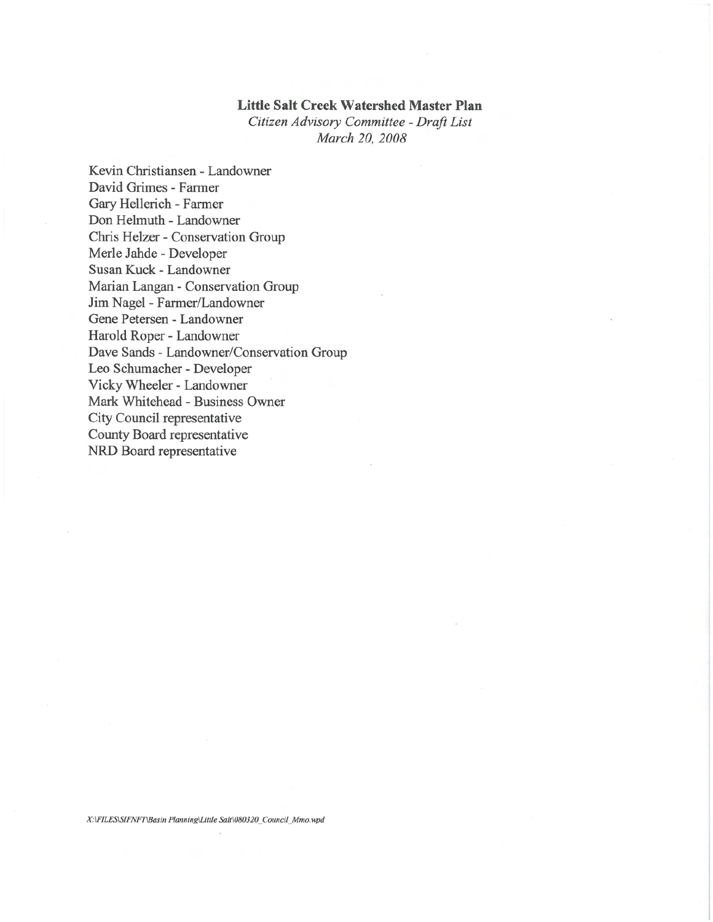**Little Salt Creek Watershed Master Plan**

*Citizen Advisory Committee - Draft List*

*March 20, 2008*

Kevin Christiansen - Landowner
David Grimes - Farmer
Gary Hellerich - Farmer
Don Helmuth - Landowner
Chris Helzer - Conservation Group
Merle Jahde - Developer
Susan Kuck - Landowner
Marian Langan - Conservation Group
Jim Nagel - Farmer/Landowner
Gene Petersen - Landowner
Harold Roper - Landowner
Dave Sands - Landowner/Conservation Group
Leo Schumacher - Developer
Vicky Wheeler - Landowner
Mark Whitehead - Business Owner
City Council representative
County Board representative
NRD Board representative

*X:\FILES\SIFNFT\Basin Planning\Little Salt\080320_Council_Mmo.wpd*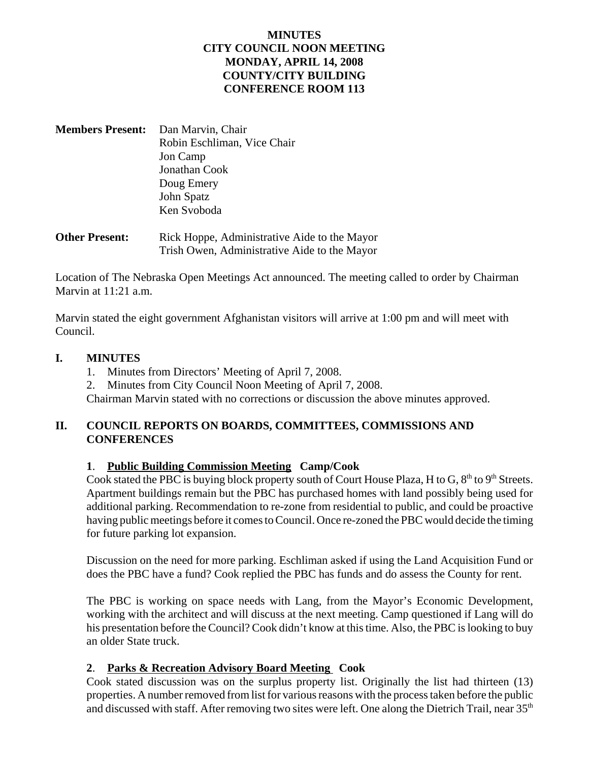**MINUTES**
**CITY COUNCIL NOON MEETING**
**MONDAY, APRIL 14, 2008**
**COUNTY/CITY BUILDING**
**CONFERENCE ROOM 113**

**Members Present:** Dan Marvin, Chair
Robin Eschliman, Vice Chair
Jon Camp
Jonathan Cook
Doug Emery
John Spatz
Ken Svoboda

**Other Present:** Rick Hoppe, Administrative Aide to the Mayor
Trish Owen, Administrative Aide to the Mayor

Location of The Nebraska Open Meetings Act announced. The meeting called to order by Chairman Marvin at 11:21 a.m.

Marvin stated the eight government Afghanistan visitors will arrive at 1:00 pm and will meet with Council.

## I. MINUTES

1. Minutes from Directors' Meeting of April 7, 2008.
2. Minutes from City Council Noon Meeting of April 7, 2008.

Chairman Marvin stated with no corrections or discussion the above minutes approved.

## II. COUNCIL REPORTS ON BOARDS, COMMITTEES, COMMISSIONS AND CONFERENCES

### 1. Public Building Commission Meeting Camp/Cook

Cook stated the PBC is buying block property south of Court House Plaza, H to G, 8th to 9th Streets. Apartment buildings remain but the PBC has purchased homes with land possibly being used for additional parking. Recommendation to re-zone from residential to public, and could be proactive having public meetings before it comes to Council. Once re-zoned the PBC would decide the timing for future parking lot expansion.

Discussion on the need for more parking. Eschliman asked if using the Land Acquisition Fund or does the PBC have a fund? Cook replied the PBC has funds and do assess the County for rent.

The PBC is working on space needs with Lang, from the Mayor's Economic Development, working with the architect and will discuss at the next meeting. Camp questioned if Lang will do his presentation before the Council? Cook didn't know at this time. Also, the PBC is looking to buy an older State truck.

### 2. Parks & Recreation Advisory Board Meeting Cook

Cook stated discussion was on the surplus property list. Originally the list had thirteen (13) properties. A number removed from list for various reasons with the process taken before the public and discussed with staff. After removing two sites were left. One along the Dietrich Trail, near 35th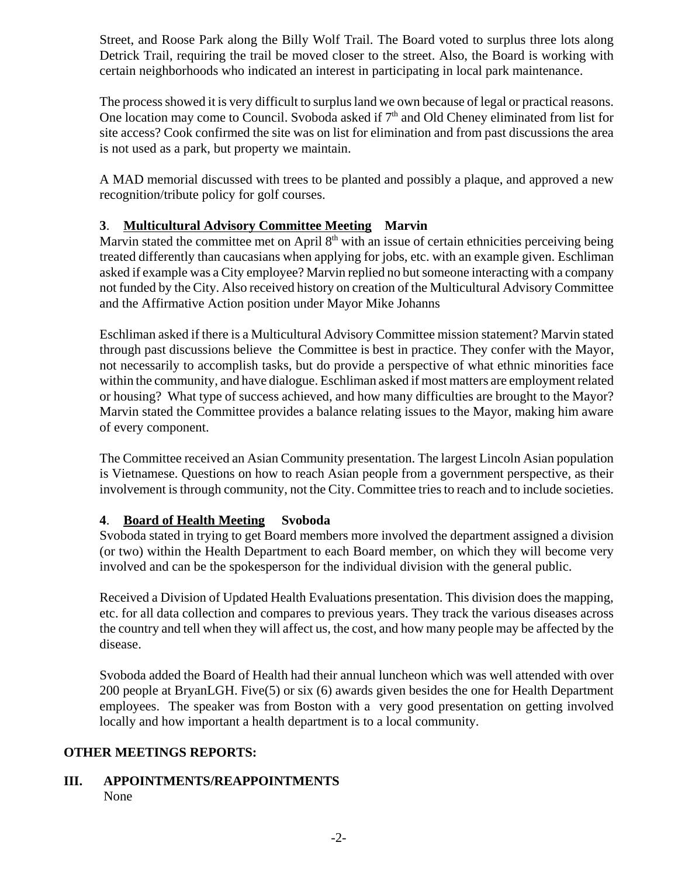Street, and Roose Park along the Billy Wolf Trail. The Board voted to surplus three lots along Detrick Trail, requiring the trail be moved closer to the street. Also, the Board is working with certain neighborhoods who indicated an interest in participating in local park maintenance.

The process showed it is very difficult to surplus land we own because of legal or practical reasons. One location may come to Council. Svoboda asked if 7th and Old Cheney eliminated from list for site access? Cook confirmed the site was on list for elimination and from past discussions the area is not used as a park, but property we maintain.

A MAD memorial discussed with trees to be planted and possibly a plaque, and approved a new recognition/tribute policy for golf courses.

**3**. **Multicultural Advisory Committee Meeting** **Marvin**

Marvin stated the committee met on April 8th with an issue of certain ethnicities perceiving being treated differently than caucasians when applying for jobs, etc. with an example given. Eschliman asked if example was a City employee? Marvin replied no but someone interacting with a company not funded by the City. Also received history on creation of the Multicultural Advisory Committee and the Affirmative Action position under Mayor Mike Johanns

Eschliman asked if there is a Multicultural Advisory Committee mission statement? Marvin stated through past discussions believe the Committee is best in practice. They confer with the Mayor, not necessarily to accomplish tasks, but do provide a perspective of what ethnic minorities face within the community, and have dialogue. Eschliman asked if most matters are employment related or housing? What type of success achieved, and how many difficulties are brought to the Mayor? Marvin stated the Committee provides a balance relating issues to the Mayor, making him aware of every component.

The Committee received an Asian Community presentation. The largest Lincoln Asian population is Vietnamese. Questions on how to reach Asian people from a government perspective, as their involvement is through community, not the City. Committee tries to reach and to include societies.

**4**. **Board of Health Meeting** **Svoboda**

Svoboda stated in trying to get Board members more involved the department assigned a division (or two) within the Health Department to each Board member, on which they will become very involved and can be the spokesperson for the individual division with the general public.

Received a Division of Updated Health Evaluations presentation. This division does the mapping, etc. for all data collection and compares to previous years. They track the various diseases across the country and tell when they will affect us, the cost, and how many people may be affected by the disease.

Svoboda added the Board of Health had their annual luncheon which was well attended with over 200 people at BryanLGH. Five(5) or six (6) awards given besides the one for Health Department employees. The speaker was from Boston with a very good presentation on getting involved locally and how important a health department is to a local community.

**OTHER MEETINGS REPORTS:**

**III. APPOINTMENTS/REAPPOINTMENTS**

None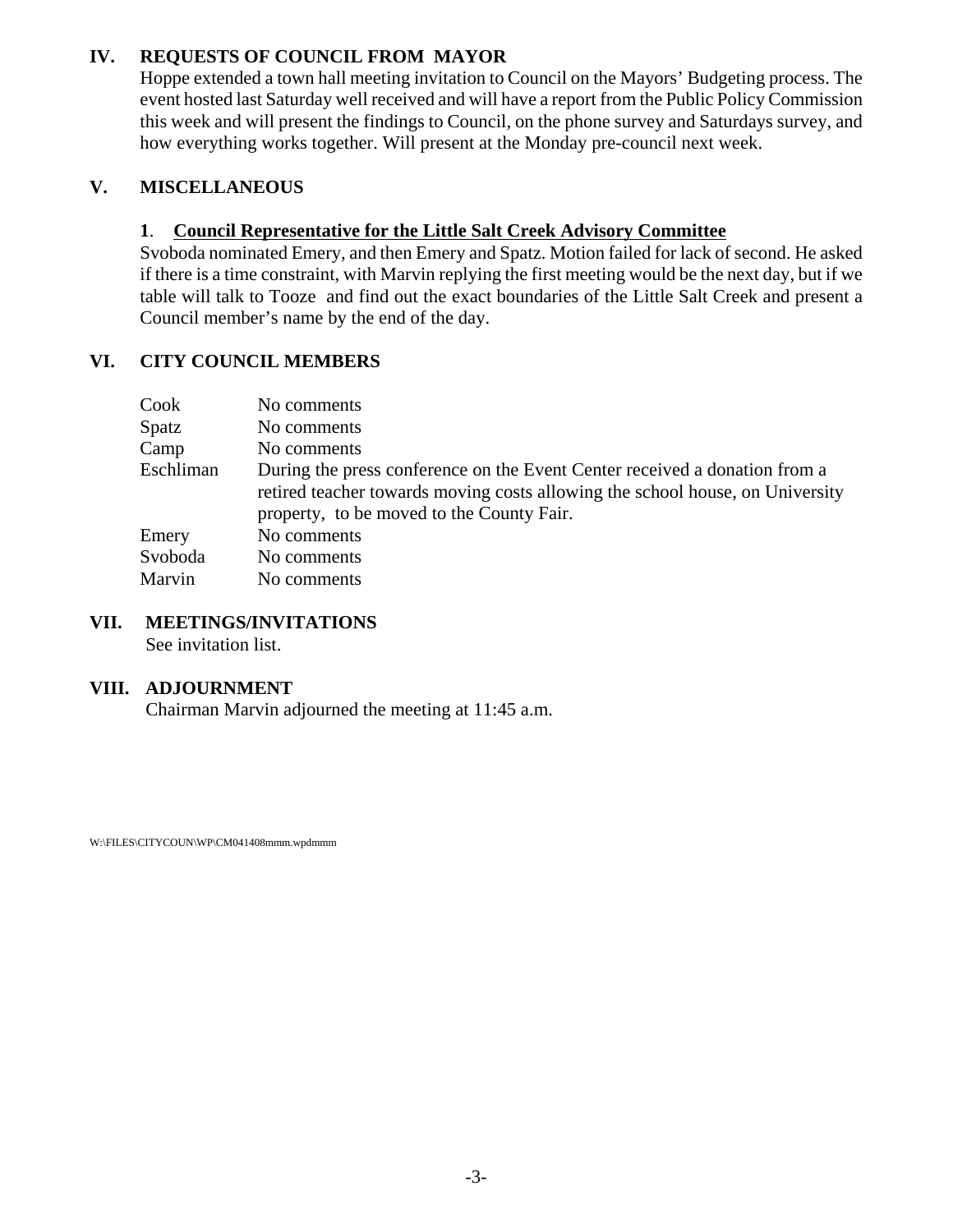## IV. REQUESTS OF COUNCIL FROM MAYOR

Hoppe extended a town hall meeting invitation to Council on the Mayors' Budgeting process. The event hosted last Saturday well received and will have a report from the Public Policy Commission this week and will present the findings to Council, on the phone survey and Saturdays survey, and how everything works together. Will present at the Monday pre-council next week.

## V. MISCELLANEOUS

**1. Council Representative for the Little Salt Creek Advisory Committee**

Svoboda nominated Emery, and then Emery and Spatz. Motion failed for lack of second. He asked if there is a time constraint, with Marvin replying the first meeting would be the next day, but if we table will talk to Tooze and find out the exact boundaries of the Little Salt Creek and present a Council member's name by the end of the day.

## VI. CITY COUNCIL MEMBERS

| | |
|---|---|
| Cook | No comments |
| Spatz | No comments |
| Camp | No comments |
| Eschliman | During the press conference on the Event Center received a donation from a retired teacher towards moving costs allowing the school house, on University property, to be moved to the County Fair. |
| Emery | No comments |
| Svoboda | No comments |
| Marvin | No comments |

## VII. MEETINGS/INVITATIONS

See invitation list.

## VIII. ADJOURNMENT

Chairman Marvin adjourned the meeting at 11:45 a.m.

W:\FILES\CITYCOUN\WP\CM041408mmm.wpdmmm